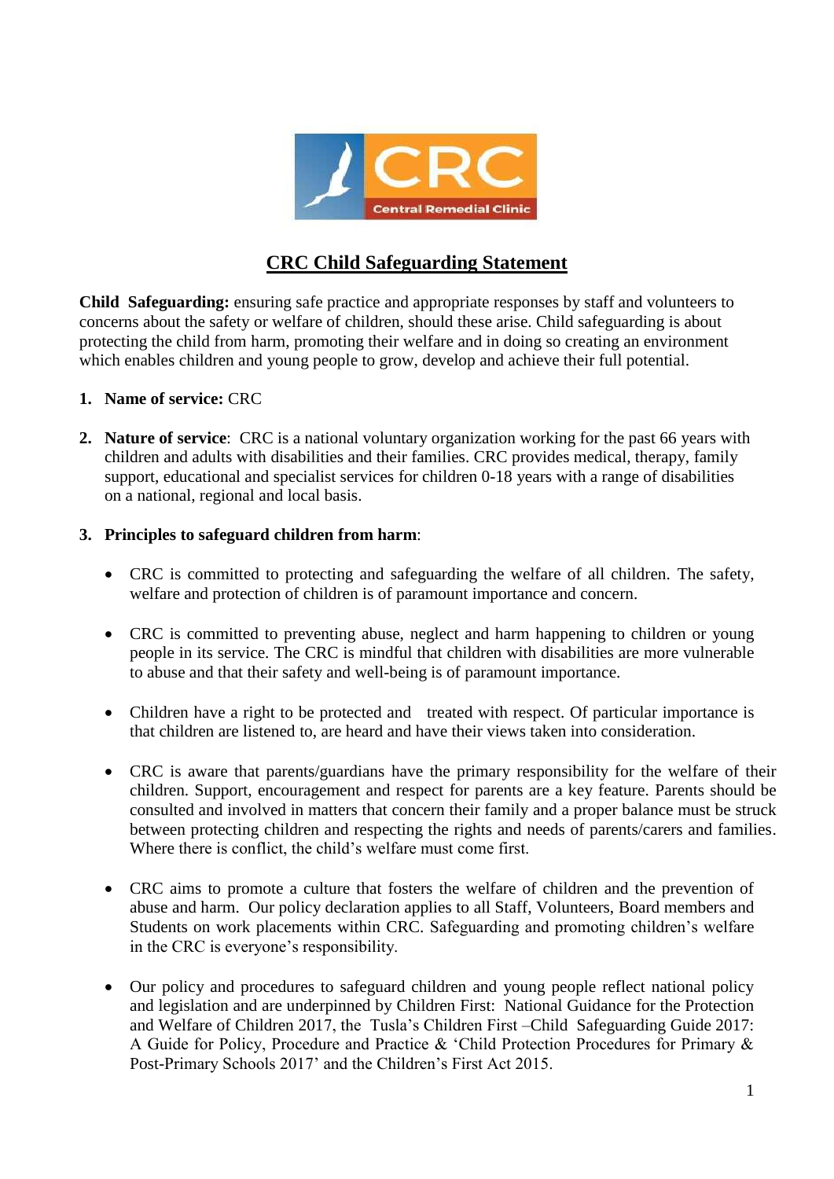# CRC Child Safeguarding Statement

**Child Safeguarding:** ensuring safe practice and appropriate responses by staff and volunteers to concerns about the safety or welfare of children, should these arise. Child safeguarding is about protecting the child from harm, promoting their welfare and in doing so creating an environment which enables children and young people to grow, develop and achieve their full potential.

1. **Name of service:** CRC

2. **Nature of service**: CRC is a national voluntary organization working for the past 66 years with children and adults with disabilities and their families. CRC provides medical, therapy, family support, educational and specialist services for children 0-18 years with a range of disabilities on a national, regional and local basis.

3. **Principles to safeguard children from harm**:

   - CRC is committed to protecting and safeguarding the welfare of all children. The safety, welfare and protection of children is of paramount importance and concern.

   - CRC is committed to preventing abuse, neglect and harm happening to children or young people in its service. The CRC is mindful that children with disabilities are more vulnerable to abuse and that their safety and well-being is of paramount importance.

   - Children have a right to be protected and treated with respect. Of particular importance is that children are listened to, are heard and have their views taken into consideration.

   - CRC is aware that parents/guardians have the primary responsibility for the welfare of their children. Support, encouragement and respect for parents are a key feature. Parents should be consulted and involved in matters that concern their family and a proper balance must be struck between protecting children and respecting the rights and needs of parents/carers and families. Where there is conflict, the child's welfare must come first.

   - CRC aims to promote a culture that fosters the welfare of children and the prevention of abuse and harm. Our policy declaration applies to all Staff, Volunteers, Board members and Students on work placements within CRC. Safeguarding and promoting children's welfare in the CRC is everyone's responsibility.

   - Our policy and procedures to safeguard children and young people reflect national policy and legislation and are underpinned by Children First: National Guidance for the Protection and Welfare of Children 2017, the Tusla's Children First –Child Safeguarding Guide 2017: A Guide for Policy, Procedure and Practice & 'Child Protection Procedures for Primary & Post-Primary Schools 2017' and the Children's First Act 2015.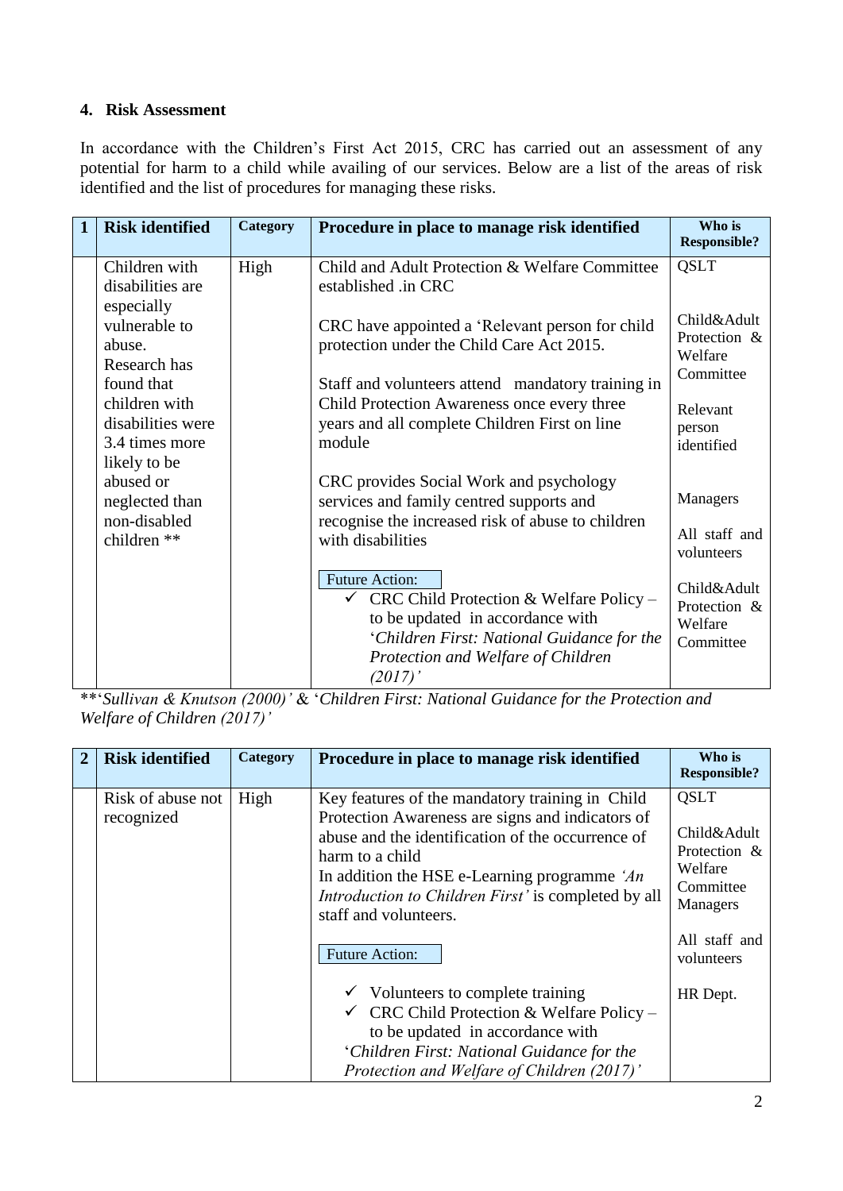## 4. Risk Assessment

In accordance with the Children's First Act 2015, CRC has carried out an assessment of any potential for harm to a child while availing of our services. Below are a list of the areas of risk identified and the list of procedures for managing these risks.

| 1 | Risk identified | Category | Procedure in place to manage risk identified | Who is Responsible? |
|---|---|---|---|---|
| | Children with disabilities are especially vulnerable to abuse. Research has found that children with disabilities were 3.4 times more likely to be abused or neglected than non-disabled children ** | High | Child and Adult Protection & Welfare Committee established .in CRC<br><br>CRC have appointed a 'Relevant person for child protection under the Child Care Act 2015.<br><br>Staff and volunteers attend mandatory training in Child Protection Awareness once every three years and all complete Children First on line module<br><br>CRC provides Social Work and psychology services and family centred supports and recognise the increased risk of abuse to children with disabilities<br><br>Future Action:<br>✓ CRC Child Protection & Welfare Policy – to be updated in accordance with '*Children First: National Guidance for the Protection and Welfare of Children (2017)*' | QSLT<br><br>Child&Adult Protection & Welfare Committee<br><br>Relevant person identified<br><br>Managers<br><br>All staff and volunteers<br><br>Child&Adult Protection & Welfare Committee |

**'*Sullivan & Knutson (2000)*' & '*Children First: National Guidance for the Protection and Welfare of Children (2017)*'

| 2 | Risk identified | Category | Procedure in place to manage risk identified | Who is Responsible? |
|---|---|---|---|---|
| | Risk of abuse not recognized | High | Key features of the mandatory training in Child Protection Awareness are signs and indicators of abuse and the identification of the occurrence of harm to a child<br>In addition the HSE e-Learning programme *'An Introduction to Children First'* is completed by all staff and volunteers.<br><br>Future Action:<br><br>✓ Volunteers to complete training<br>✓ CRC Child Protection & Welfare Policy – to be updated in accordance with '*Children First: National Guidance for the Protection and Welfare of Children (2017)*' | QSLT<br><br>Child&Adult Protection & Welfare Committee Managers<br><br>All staff and volunteers<br><br>HR Dept. |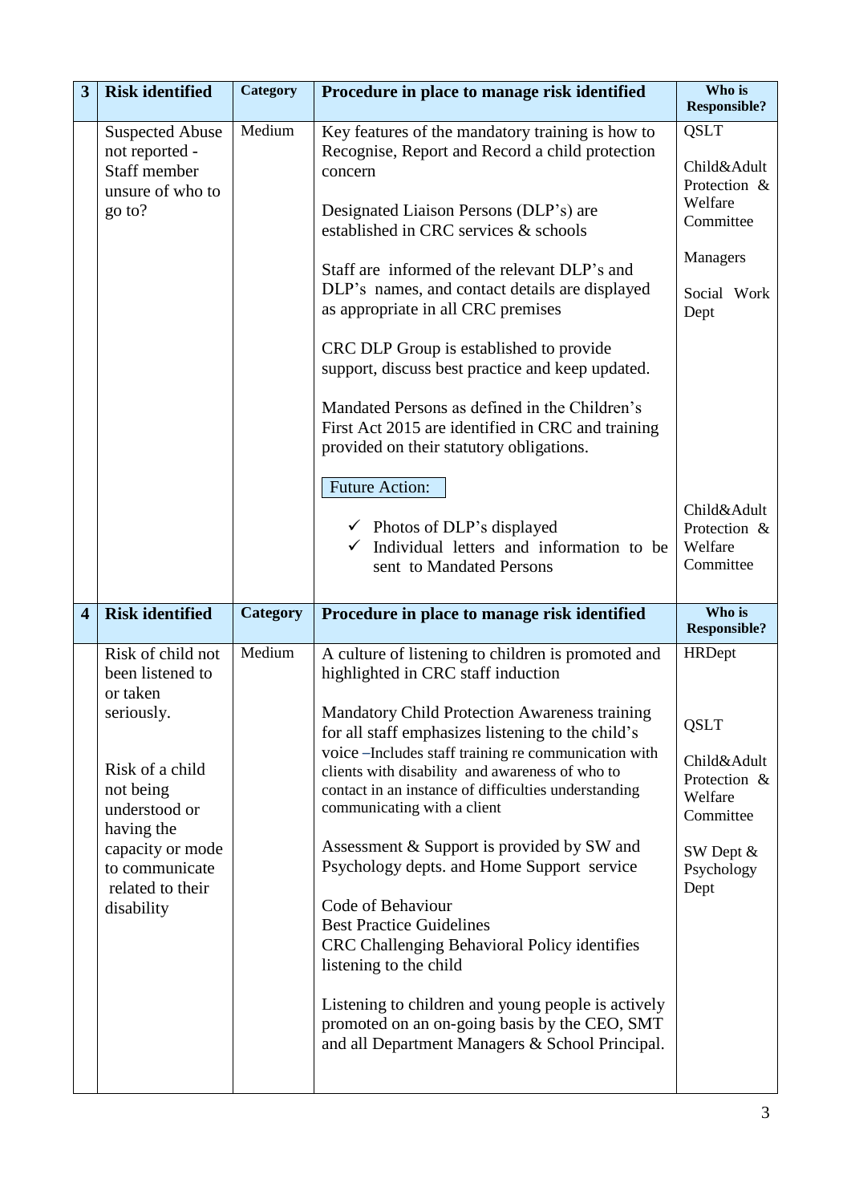| 3 | Risk identified | Category | Procedure in place to manage risk identified | Who is Responsible? |
|---|---|---|---|---|
| | Suspected Abuse not reported - Staff member unsure of who to go to? | Medium | Key features of the mandatory training is how to Recognise, Report and Record a child protection concern<br><br>Designated Liaison Persons (DLP's) are established in CRC services & schools<br><br>Staff are informed of the relevant DLP's and DLP's names, and contact details are displayed as appropriate in all CRC premises<br><br>CRC DLP Group is established to provide support, discuss best practice and keep updated.<br><br>Mandated Persons as defined in the Children's First Act 2015 are identified in CRC and training provided on their statutory obligations.<br><br>Future Action:<br><br>✓ Photos of DLP's displayed<br>✓ Individual letters and information to be sent to Mandated Persons | QSLT<br><br>Child&Adult Protection & Welfare Committee<br><br>Managers<br><br>Social Work Dept<br><br>Child&Adult Protection & Welfare Committee |

| 4 | Risk identified | Category | Procedure in place to manage risk identified | Who is Responsible? |
|---|---|---|---|---|
| | Risk of child not been listened to or taken seriously.<br><br>Risk of a child not being understood or having the capacity or mode to communicate related to their disability | Medium | A culture of listening to children is promoted and highlighted in CRC staff induction<br><br>Mandatory Child Protection Awareness training for all staff emphasizes listening to the child's voice –Includes staff training re communication with clients with disability and awareness of who to contact in an instance of difficulties understanding communicating with a client<br><br>Assessment & Support is provided by SW and Psychology depts. and Home Support service<br><br>Code of Behaviour<br>Best Practice Guidelines<br>CRC Challenging Behavioral Policy identifies listening to the child<br><br>Listening to children and young people is actively promoted on an on-going basis by the CEO, SMT and all Department Managers & School Principal. | HRDept<br><br>QSLT<br><br>Child&Adult Protection & Welfare Committee<br><br>SW Dept & Psychology Dept |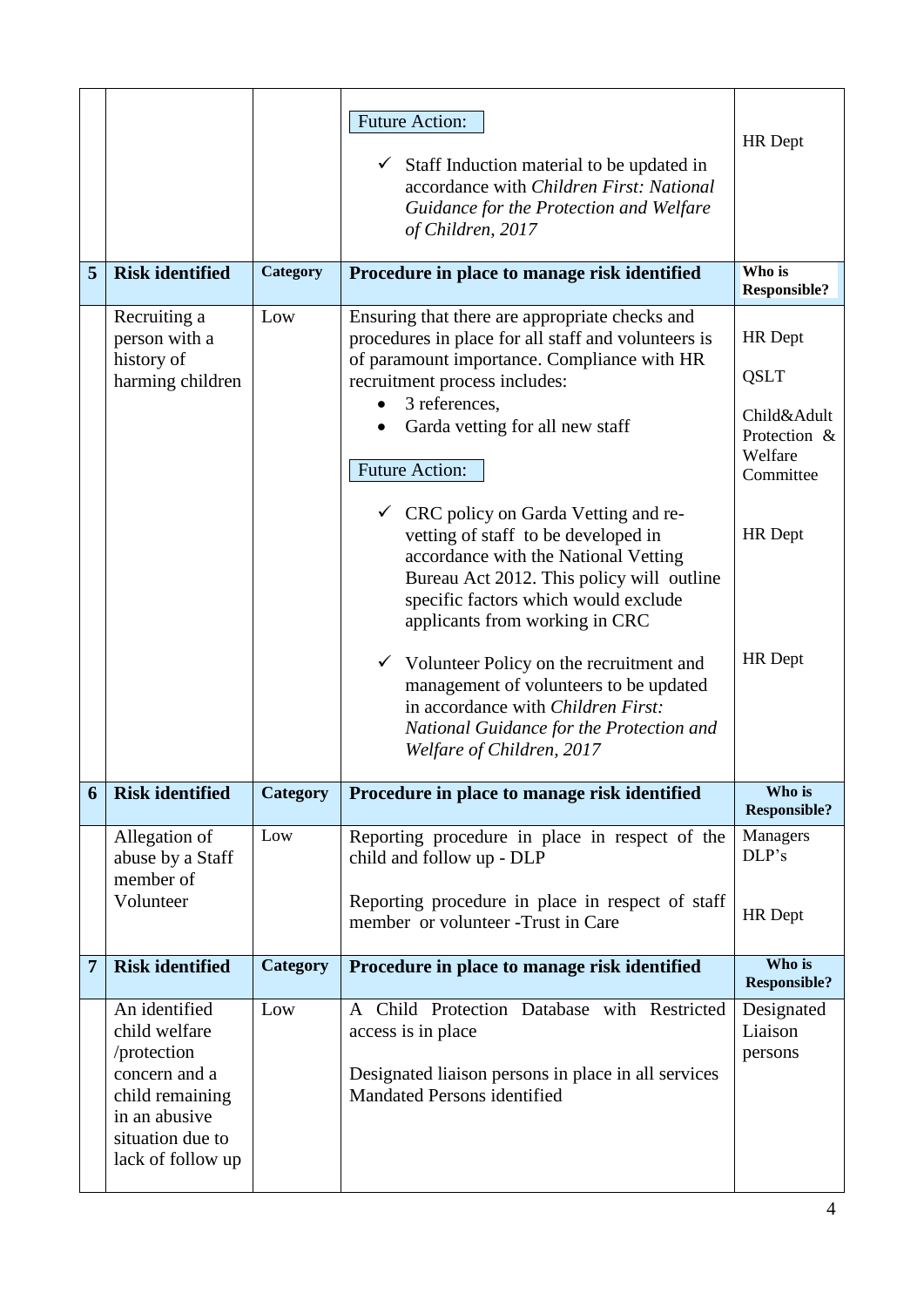| | | | | |
|---|---|---|---|---|
| | | | Future Action:<br><br>✓ Staff Induction material to be updated in accordance with *Children First: National Guidance for the Protection and Welfare of Children, 2017* | HR Dept |
| **5** | **Risk identified** | **Category** | **Procedure in place to manage risk identified** | **Who is Responsible?** |
| | Recruiting a person with a history of harming children | Low | Ensuring that there are appropriate checks and procedures in place for all staff and volunteers is of paramount importance. Compliance with HR recruitment process includes:<br>• 3 references,<br>• Garda vetting for all new staff<br><br>Future Action:<br><br>✓ CRC policy on Garda Vetting and re-vetting of staff to be developed in accordance with the National Vetting Bureau Act 2012. This policy will outline specific factors which would exclude applicants from working in CRC<br><br>✓ Volunteer Policy on the recruitment and management of volunteers to be updated in accordance with *Children First: National Guidance for the Protection and Welfare of Children, 2017* | HR Dept<br><br>QSLT<br><br>Child&Adult Protection & Welfare Committee<br><br>HR Dept<br><br>HR Dept |
| **6** | **Risk identified** | **Category** | **Procedure in place to manage risk identified** | **Who is Responsible?** |
| | Allegation of abuse by a Staff member of Volunteer | Low | Reporting procedure in place in respect of the child and follow up - DLP<br><br>Reporting procedure in place in respect of staff member or volunteer -Trust in Care | Managers DLP's<br><br>HR Dept |
| **7** | **Risk identified** | **Category** | **Procedure in place to manage risk identified** | **Who is Responsible?** |
| | An identified child welfare /protection concern and a child remaining in an abusive situation due to lack of follow up | Low | A Child Protection Database with Restricted access is in place<br><br>Designated liaison persons in place in all services Mandated Persons identified | Designated Liaison persons |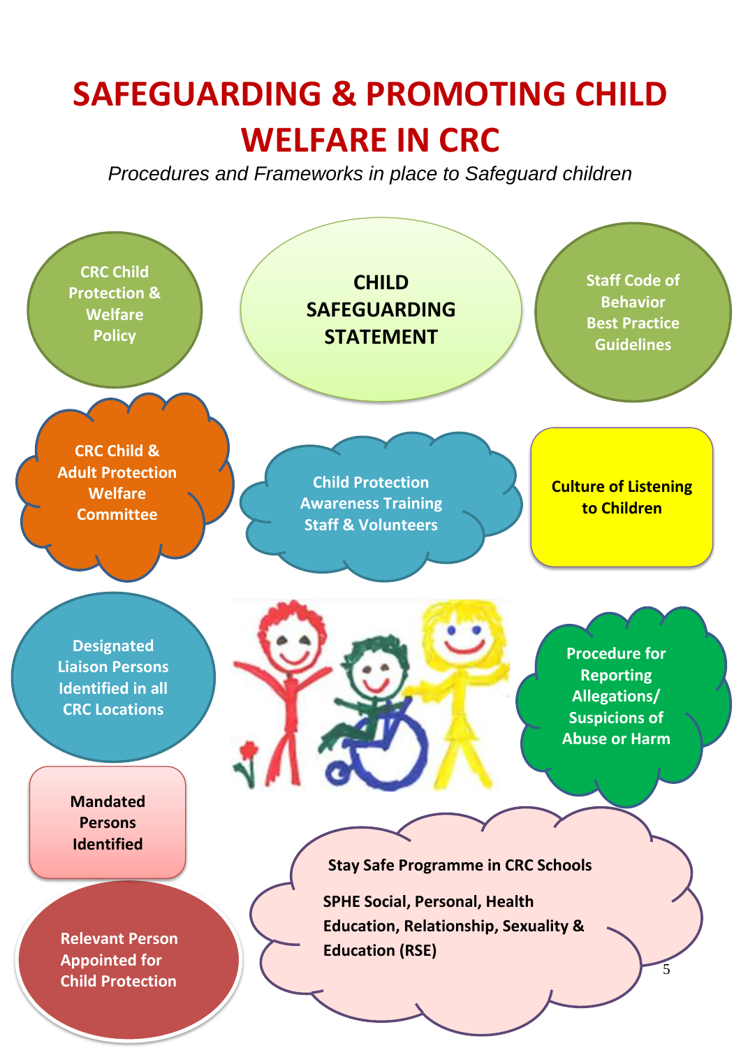# SAFEGUARDING & PROMOTING CHILD WELFARE IN CRC

*Procedures and Frameworks in place to Safeguard children*

**CRC Child Protection & Welfare Policy**

**CHILD SAFEGUARDING STATEMENT**

**Staff Code of Behavior Best Practice Guidelines**

**CRC Child & Adult Protection Welfare Committee**

**Child Protection Awareness Training Staff & Volunteers**

**Culture of Listening to Children**

**Designated Liaison Persons Identified in all CRC Locations**

**Procedure for Reporting Allegations/ Suspicions of Abuse or Harm**

**Mandated Persons Identified**

**Stay Safe Programme in CRC Schools**

**SPHE Social, Personal, Health Education, Relationship, Sexuality & Education (RSE)**

**Relevant Person Appointed for Child Protection**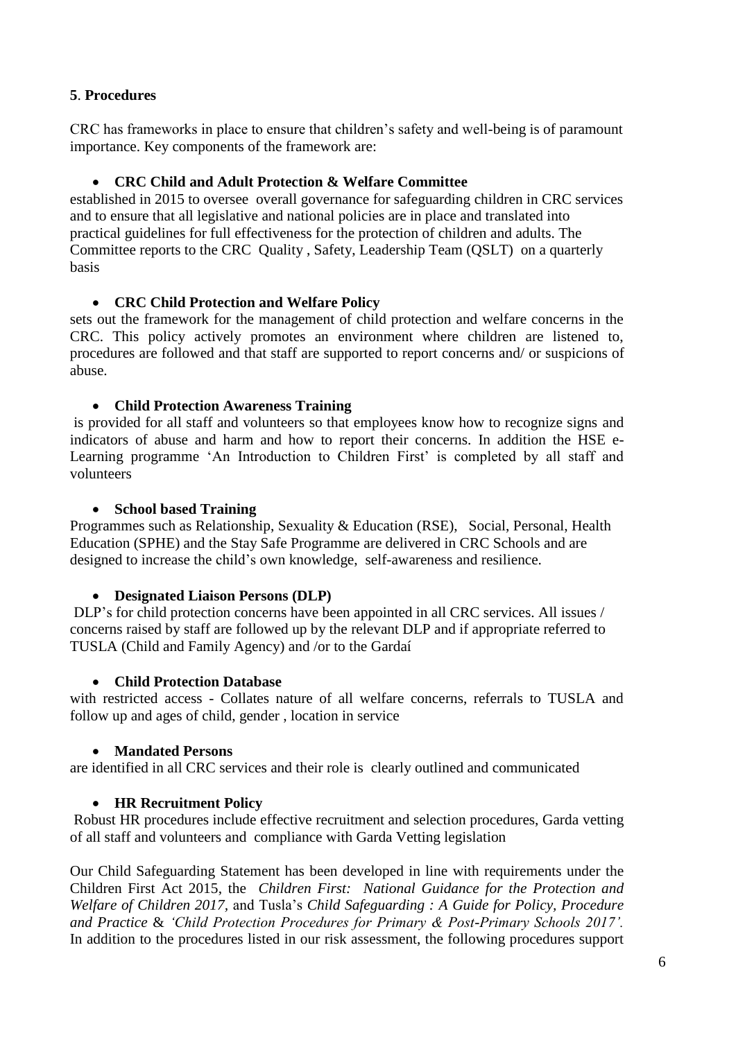**5**. **Procedures**

CRC has frameworks in place to ensure that children's safety and well-being is of paramount importance. Key components of the framework are:

- **CRC Child and Adult Protection & Welfare Committee**

established in 2015 to oversee overall governance for safeguarding children in CRC services and to ensure that all legislative and national policies are in place and translated into practical guidelines for full effectiveness for the protection of children and adults. The Committee reports to the CRC Quality , Safety, Leadership Team (QSLT) on a quarterly basis

- **CRC Child Protection and Welfare Policy**

sets out the framework for the management of child protection and welfare concerns in the CRC. This policy actively promotes an environment where children are listened to, procedures are followed and that staff are supported to report concerns and/ or suspicions of abuse.

- **Child Protection Awareness Training**

is provided for all staff and volunteers so that employees know how to recognize signs and indicators of abuse and harm and how to report their concerns. In addition the HSE e-Learning programme 'An Introduction to Children First' is completed by all staff and volunteers

- **School based Training**

Programmes such as Relationship, Sexuality & Education (RSE), Social, Personal, Health Education (SPHE) and the Stay Safe Programme are delivered in CRC Schools and are designed to increase the child's own knowledge, self-awareness and resilience.

- **Designated Liaison Persons (DLP)**

DLP's for child protection concerns have been appointed in all CRC services. All issues / concerns raised by staff are followed up by the relevant DLP and if appropriate referred to TUSLA (Child and Family Agency) and /or to the Gardaí

- **Child Protection Database**

with restricted access - Collates nature of all welfare concerns, referrals to TUSLA and follow up and ages of child, gender , location in service

- **Mandated Persons**

are identified in all CRC services and their role is clearly outlined and communicated

- **HR Recruitment Policy**

Robust HR procedures include effective recruitment and selection procedures, Garda vetting of all staff and volunteers and compliance with Garda Vetting legislation

Our Child Safeguarding Statement has been developed in line with requirements under the Children First Act 2015, the *Children First: National Guidance for the Protection and Welfare of Children 2017*, and Tusla's *Child Safeguarding : A Guide for Policy, Procedure and Practice* & *'Child Protection Procedures for Primary & Post-Primary Schools 2017'.* In addition to the procedures listed in our risk assessment, the following procedures support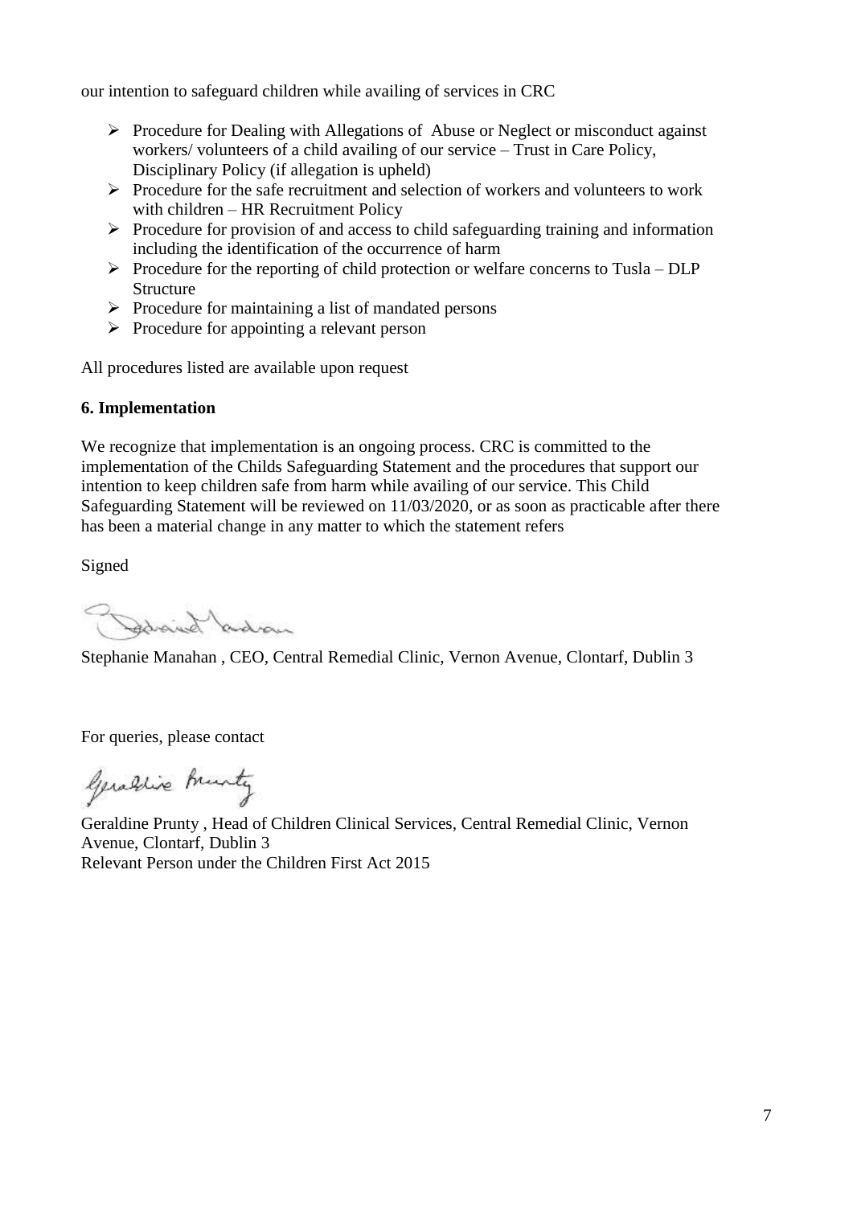our intention to safeguard children while availing of services in CRC

- Procedure for Dealing with Allegations of Abuse or Neglect or misconduct against workers/ volunteers of a child availing of our service – Trust in Care Policy, Disciplinary Policy (if allegation is upheld)
- Procedure for the safe recruitment and selection of workers and volunteers to work with children – HR Recruitment Policy
- Procedure for provision of and access to child safeguarding training and information including the identification of the occurrence of harm
- Procedure for the reporting of child protection or welfare concerns to Tusla – DLP Structure
- Procedure for maintaining a list of mandated persons
- Procedure for appointing a relevant person

All procedures listed are available upon request

**6. Implementation**

We recognize that implementation is an ongoing process. CRC is committed to the implementation of the Childs Safeguarding Statement and the procedures that support our intention to keep children safe from harm while availing of our service. This Child Safeguarding Statement will be reviewed on 11/03/2020, or as soon as practicable after there has been a material change in any matter to which the statement refers

Signed

Stephanie Manahan , CEO, Central Remedial Clinic, Vernon Avenue, Clontarf, Dublin 3

For queries, please contact

Geraldine Prunty , Head of Children Clinical Services, Central Remedial Clinic, Vernon Avenue, Clontarf, Dublin 3
Relevant Person under the Children First Act 2015